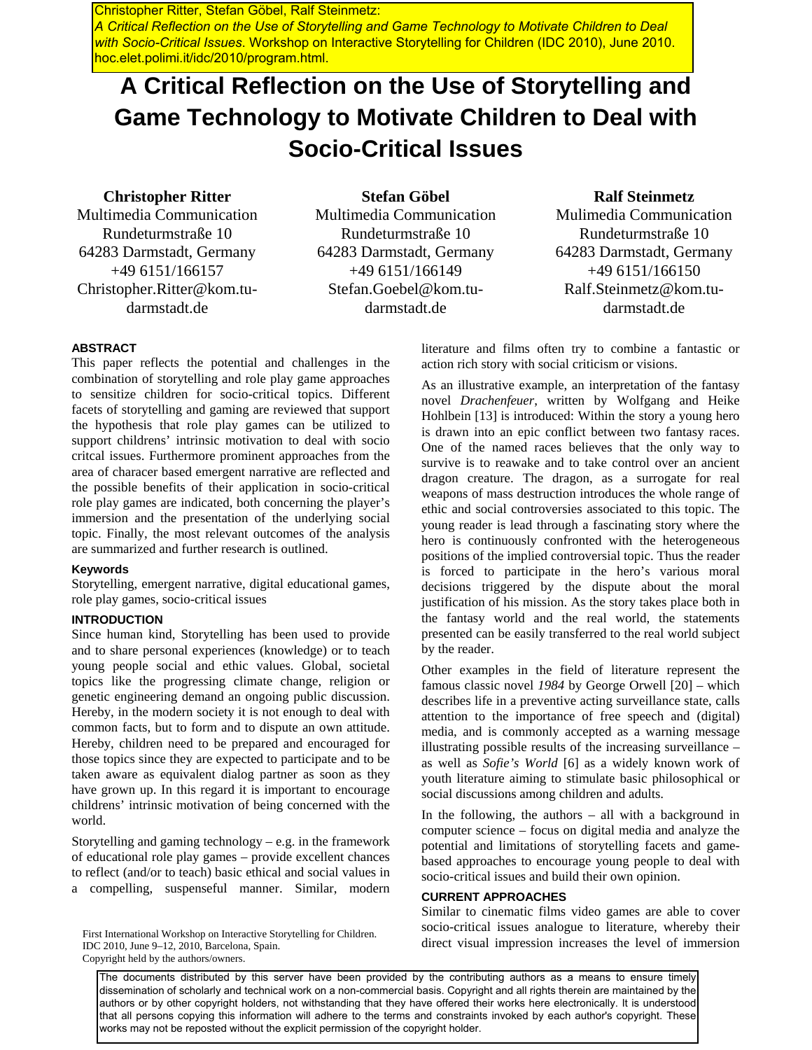Christopher Ritter, Stefan Göbel, Ralf Steinmetz:
*A Critical Reflection on the Use of Storytelling and Game Technology to Motivate Children to Deal with Socio-Critical Issues*. Workshop on Interactive Storytelling for Children (IDC 2010), June 2010. hoc.elet.polimi.it/idc/2010/program.html.

# A Critical Reflection on the Use of Storytelling and Game Technology to Motivate Children to Deal with Socio-Critical Issues

**Christopher Ritter**
Multimedia Communication
Rundeturmstraße 10
64283 Darmstadt, Germany
+49 6151/166157
Christopher.Ritter@kom.tu-darmstadt.de

**Stefan Göbel**
Multimedia Communication
Rundeturmstraße 10
64283 Darmstadt, Germany
+49 6151/166149
Stefan.Goebel@kom.tu-darmstadt.de

**Ralf Steinmetz**
Mulimedia Communication
Rundeturmstraße 10
64283 Darmstadt, Germany
+49 6151/166150
Ralf.Steinmetz@kom.tu-darmstadt.de

## ABSTRACT

This paper reflects the potential and challenges in the combination of storytelling and role play game approaches to sensitize children for socio-critical topics. Different facets of storytelling and gaming are reviewed that support the hypothesis that role play games can be utilized to support childrens' intrinsic motivation to deal with socio critcal issues. Furthermore prominent approaches from the area of characer based emergent narrative are reflected and the possible benefits of their application in socio-critical role play games are indicated, both concerning the player's immersion and the presentation of the underlying social topic. Finally, the most relevant outcomes of the analysis are summarized and further research is outlined.

### Keywords

Storytelling, emergent narrative, digital educational games, role play games, socio-critical issues

## INTRODUCTION

Since human kind, Storytelling has been used to provide and to share personal experiences (knowledge) or to teach young people social and ethic values. Global, societal topics like the progressing climate change, religion or genetic engineering demand an ongoing public discussion. Hereby, in the modern society it is not enough to deal with common facts, but to form and to dispute an own attitude. Hereby, children need to be prepared and encouraged for those topics since they are expected to participate and to be taken aware as equivalent dialog partner as soon as they have grown up. In this regard it is important to encourage childrens' intrinsic motivation of being concerned with the world.

Storytelling and gaming technology – e.g. in the framework of educational role play games – provide excellent chances to reflect (and/or to teach) basic ethical and social values in a compelling, suspenseful manner. Similar, modern literature and films often try to combine a fantastic or action rich story with social criticism or visions.

As an illustrative example, an interpretation of the fantasy novel *Drachenfeuer*, written by Wolfgang and Heike Hohlbein [13] is introduced: Within the story a young hero is drawn into an epic conflict between two fantasy races. One of the named races believes that the only way to survive is to reawake and to take control over an ancient dragon creature. The dragon, as a surrogate for real weapons of mass destruction introduces the whole range of ethic and social controversies associated to this topic. The young reader is lead through a fascinating story where the hero is continuously confronted with the heterogeneous positions of the implied controversial topic. Thus the reader is forced to participate in the hero's various moral decisions triggered by the dispute about the moral justification of his mission. As the story takes place both in the fantasy world and the real world, the statements presented can be easily transferred to the real world subject by the reader.

Other examples in the field of literature represent the famous classic novel *1984* by George Orwell [20] – which describes life in a preventive acting surveillance state, calls attention to the importance of free speech and (digital) media, and is commonly accepted as a warning message illustrating possible results of the increasing surveillance – as well as *Sofie's World* [6] as a widely known work of youth literature aiming to stimulate basic philosophical or social discussions among children and adults.

In the following, the authors – all with a background in computer science – focus on digital media and analyze the potential and limitations of storytelling facets and game-based approaches to encourage young people to deal with socio-critical issues and build their own opinion.

## CURRENT APPROACHES

Similar to cinematic films video games are able to cover socio-critical issues analogue to literature, whereby their direct visual impression increases the level of immersion

First International Workshop on Interactive Storytelling for Children.
IDC 2010, June 9–12, 2010, Barcelona, Spain.
Copyright held by the authors/owners.

The documents distributed by this server have been provided by the contributing authors as a means to ensure timely dissemination of scholarly and technical work on a non-commercial basis. Copyright and all rights therein are maintained by the authors or by other copyright holders, not withstanding that they have offered their works here electronically. It is understood that all persons copying this information will adhere to the terms and constraints invoked by each author's copyright. These works may not be reposted without the explicit permission of the copyright holder.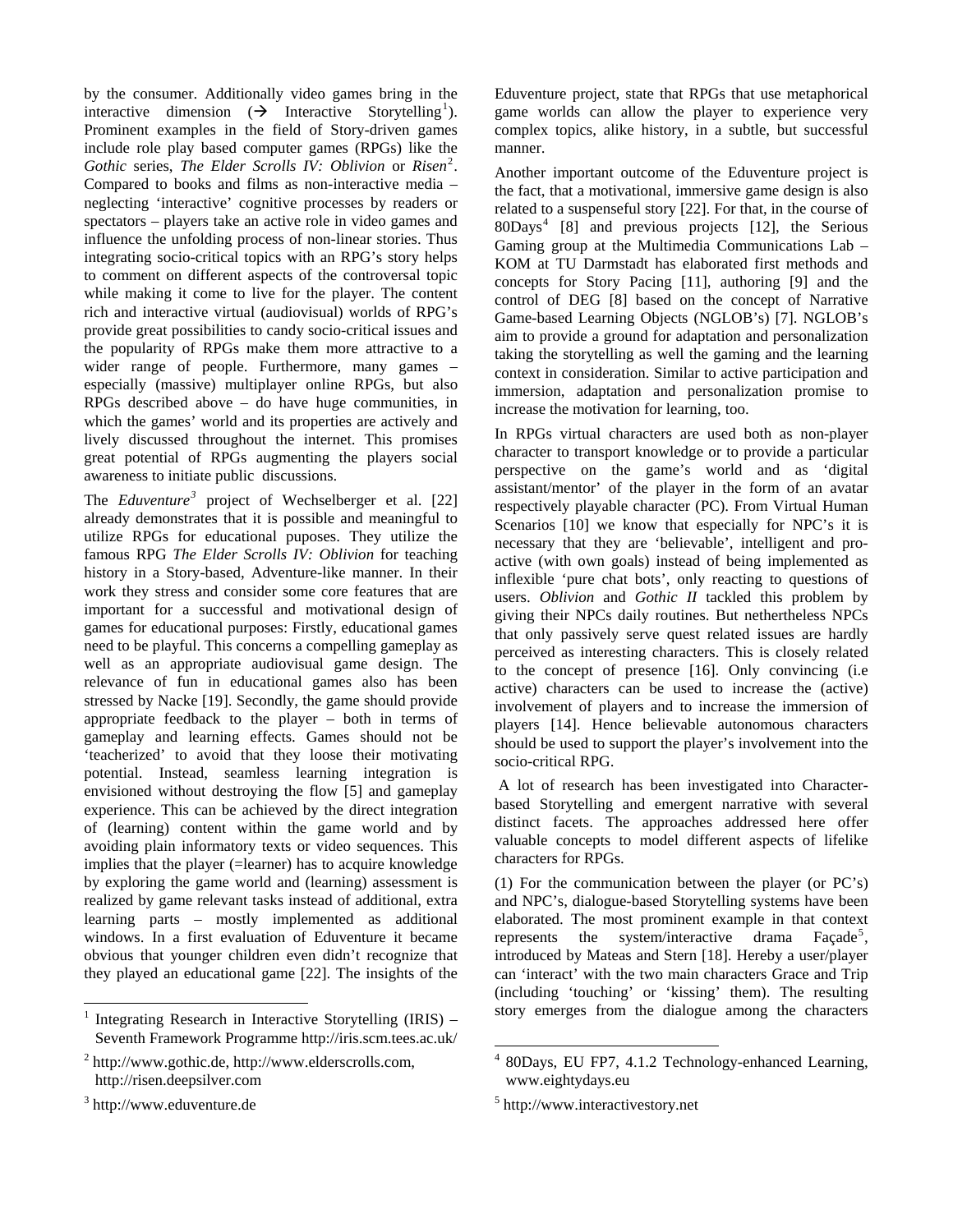by the consumer. Additionally video games bring in the interactive dimension (→ Interactive Storytelling[1]). Prominent examples in the field of Story-driven games include role play based computer games (RPGs) like the *Gothic* series, *The Elder Scrolls IV: Oblivion* or *Risen*[2]. Compared to books and films as non-interactive media – neglecting 'interactive' cognitive processes by readers or spectators – players take an active role in video games and influence the unfolding process of non-linear stories. Thus integrating socio-critical topics with an RPG's story helps to comment on different aspects of the controversal topic while making it come to live for the player. The content rich and interactive virtual (audiovisual) worlds of RPG's provide great possibilities to candy socio-critical issues and the popularity of RPGs make them more attractive to a wider range of people. Furthermore, many games – especially (massive) multiplayer online RPGs, but also RPGs described above – do have huge communities, in which the games' world and its properties are actively and lively discussed throughout the internet. This promises great potential of RPGs augmenting the players social awareness to initiate public discussions.

The *Eduventure*[3] project of Wechselberger et al. [22] already demonstrates that it is possible and meaningful to utilize RPGs for educational puposes. They utilize the famous RPG *The Elder Scrolls IV: Oblivion* for teaching history in a Story-based, Adventure-like manner. In their work they stress and consider some core features that are important for a successful and motivational design of games for educational purposes: Firstly, educational games need to be playful. This concerns a compelling gameplay as well as an appropriate audiovisual game design. The relevance of fun in educational games also has been stressed by Nacke [19]. Secondly, the game should provide appropriate feedback to the player – both in terms of gameplay and learning effects. Games should not be 'teacherized' to avoid that they loose their motivating potential. Instead, seamless learning integration is envisioned without destroying the flow [5] and gameplay experience. This can be achieved by the direct integration of (learning) content within the game world and by avoiding plain informatory texts or video sequences. This implies that the player (=learner) has to acquire knowledge by exploring the game world and (learning) assessment is realized by game relevant tasks instead of additional, extra learning parts – mostly implemented as additional windows. In a first evaluation of Eduventure it became obvious that younger children even didn't recognize that they played an educational game [22]. The insights of the Eduventure project, state that RPGs that use metaphorical game worlds can allow the player to experience very complex topics, alike history, in a subtle, but successful manner.

Another important outcome of the Eduventure project is the fact, that a motivational, immersive game design is also related to a suspenseful story [22]. For that, in the course of 80Days[4] [8] and previous projects [12], the Serious Gaming group at the Multimedia Communications Lab – KOM at TU Darmstadt has elaborated first methods and concepts for Story Pacing [11], authoring [9] and the control of DEG [8] based on the concept of Narrative Game-based Learning Objects (NGLOB's) [7]. NGLOB's aim to provide a ground for adaptation and personalization taking the storytelling as well the gaming and the learning context in consideration. Similar to active participation and immersion, adaptation and personalization promise to increase the motivation for learning, too.

In RPGs virtual characters are used both as non-player character to transport knowledge or to provide a particular perspective on the game's world and as 'digital assistant/mentor' of the player in the form of an avatar respectively playable character (PC). From Virtual Human Scenarios [10] we know that especially for NPC's it is necessary that they are 'believable', intelligent and pro-active (with own goals) instead of being implemented as inflexible 'pure chat bots', only reacting to questions of users. *Oblivion* and *Gothic II* tackled this problem by giving their NPCs daily routines. But nethertheless NPCs that only passively serve quest related issues are hardly perceived as interesting characters. This is closely related to the concept of presence [16]. Only convincing (i.e active) characters can be used to increase the (active) involvement of players and to increase the immersion of players [14]. Hence believable autonomous characters should be used to support the player's involvement into the socio-critical RPG.

A lot of research has been investigated into Character-based Storytelling and emergent narrative with several distinct facets. The approaches addressed here offer valuable concepts to model different aspects of lifelike characters for RPGs.

(1) For the communication between the player (or PC's) and NPC's, dialogue-based Storytelling systems have been elaborated. The most prominent example in that context represents the system/interactive drama Façade[5], introduced by Mateas and Stern [18]. Hereby a user/player can 'interact' with the two main characters Grace and Trip (including 'touching' or 'kissing' them). The resulting story emerges from the dialogue among the characters

[1] Integrating Research in Interactive Storytelling (IRIS) – Seventh Framework Programme http://iris.scm.tees.ac.uk/

[2] http://www.gothic.de, http://www.elderscrolls.com, http://risen.deepsilver.com

[3] http://www.eduventure.de

[4] 80Days, EU FP7, 4.1.2 Technology-enhanced Learning, www.eightydays.eu

[5] http://www.interactivestory.net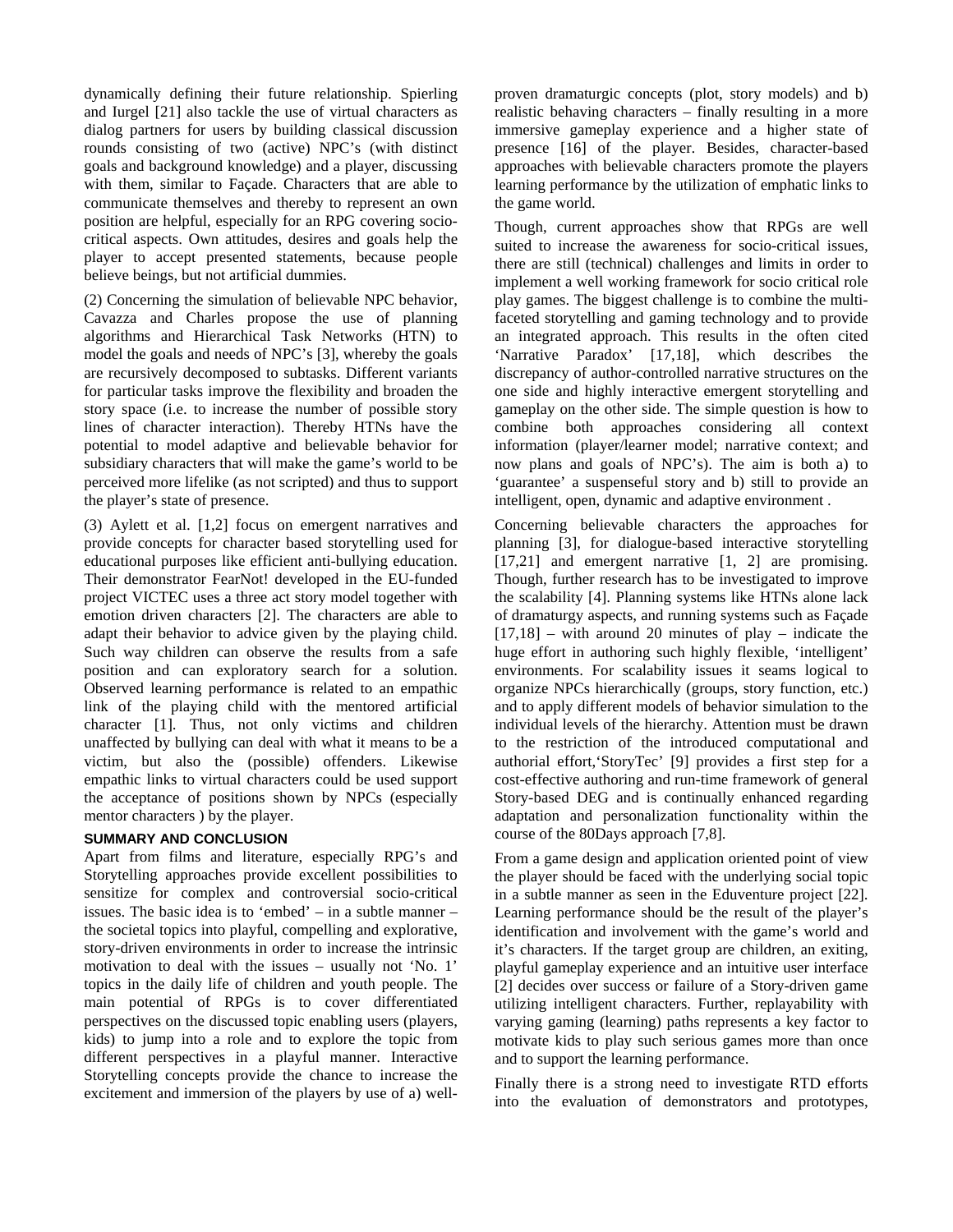dynamically defining their future relationship. Spierling and Iurgel [21] also tackle the use of virtual characters as dialog partners for users by building classical discussion rounds consisting of two (active) NPC's (with distinct goals and background knowledge) and a player, discussing with them, similar to Façade. Characters that are able to communicate themselves and thereby to represent an own position are helpful, especially for an RPG covering socio-critical aspects. Own attitudes, desires and goals help the player to accept presented statements, because people believe beings, but not artificial dummies.

(2) Concerning the simulation of believable NPC behavior, Cavazza and Charles propose the use of planning algorithms and Hierarchical Task Networks (HTN) to model the goals and needs of NPC's [3], whereby the goals are recursively decomposed to subtasks. Different variants for particular tasks improve the flexibility and broaden the story space (i.e. to increase the number of possible story lines of character interaction). Thereby HTNs have the potential to model adaptive and believable behavior for subsidiary characters that will make the game's world to be perceived more lifelike (as not scripted) and thus to support the player's state of presence.

(3) Aylett et al. [1,2] focus on emergent narratives and provide concepts for character based storytelling used for educational purposes like efficient anti-bullying education. Their demonstrator FearNot! developed in the EU-funded project VICTEC uses a three act story model together with emotion driven characters [2]. The characters are able to adapt their behavior to advice given by the playing child. Such way children can observe the results from a safe position and can exploratory search for a solution. Observed learning performance is related to an empathic link of the playing child with the mentored artificial character [1]. Thus, not only victims and children unaffected by bullying can deal with what it means to be a victim, but also the (possible) offenders. Likewise empathic links to virtual characters could be used support the acceptance of positions shown by NPCs (especially mentor characters ) by the player.

## SUMMARY AND CONCLUSION

Apart from films and literature, especially RPG's and Storytelling approaches provide excellent possibilities to sensitize for complex and controversial socio-critical issues. The basic idea is to 'embed' – in a subtle manner – the societal topics into playful, compelling and explorative, story-driven environments in order to increase the intrinsic motivation to deal with the issues – usually not 'No. 1' topics in the daily life of children and youth people. The main potential of RPGs is to cover differentiated perspectives on the discussed topic enabling users (players, kids) to jump into a role and to explore the topic from different perspectives in a playful manner. Interactive Storytelling concepts provide the chance to increase the excitement and immersion of the players by use of a) well-proven dramaturgic concepts (plot, story models) and b) realistic behaving characters – finally resulting in a more immersive gameplay experience and a higher state of presence [16] of the player. Besides, character-based approaches with believable characters promote the players learning performance by the utilization of emphatic links to the game world.

Though, current approaches show that RPGs are well suited to increase the awareness for socio-critical issues, there are still (technical) challenges and limits in order to implement a well working framework for socio critical role play games. The biggest challenge is to combine the multi-faceted storytelling and gaming technology and to provide an integrated approach. This results in the often cited 'Narrative Paradox' [17,18], which describes the discrepancy of author-controlled narrative structures on the one side and highly interactive emergent storytelling and gameplay on the other side. The simple question is how to combine both approaches considering all context information (player/learner model; narrative context; and now plans and goals of NPC's). The aim is both a) to 'guarantee' a suspenseful story and b) still to provide an intelligent, open, dynamic and adaptive environment .

Concerning believable characters the approaches for planning [3], for dialogue-based interactive storytelling [17,21] and emergent narrative [1, 2] are promising. Though, further research has to be investigated to improve the scalability [4]. Planning systems like HTNs alone lack of dramaturgy aspects, and running systems such as Façade [17,18] – with around 20 minutes of play – indicate the huge effort in authoring such highly flexible, 'intelligent' environments. For scalability issues it seams logical to organize NPCs hierarchically (groups, story function, etc.) and to apply different models of behavior simulation to the individual levels of the hierarchy. Attention must be drawn to the restriction of the introduced computational and authorial effort,'StoryTec' [9] provides a first step for a cost-effective authoring and run-time framework of general Story-based DEG and is continually enhanced regarding adaptation and personalization functionality within the course of the 80Days approach [7,8].

From a game design and application oriented point of view the player should be faced with the underlying social topic in a subtle manner as seen in the Eduventure project [22]. Learning performance should be the result of the player's identification and involvement with the game's world and it's characters. If the target group are children, an exiting, playful gameplay experience and an intuitive user interface [2] decides over success or failure of a Story-driven game utilizing intelligent characters. Further, replayability with varying gaming (learning) paths represents a key factor to motivate kids to play such serious games more than once and to support the learning performance.

Finally there is a strong need to investigate RTD efforts into the evaluation of demonstrators and prototypes,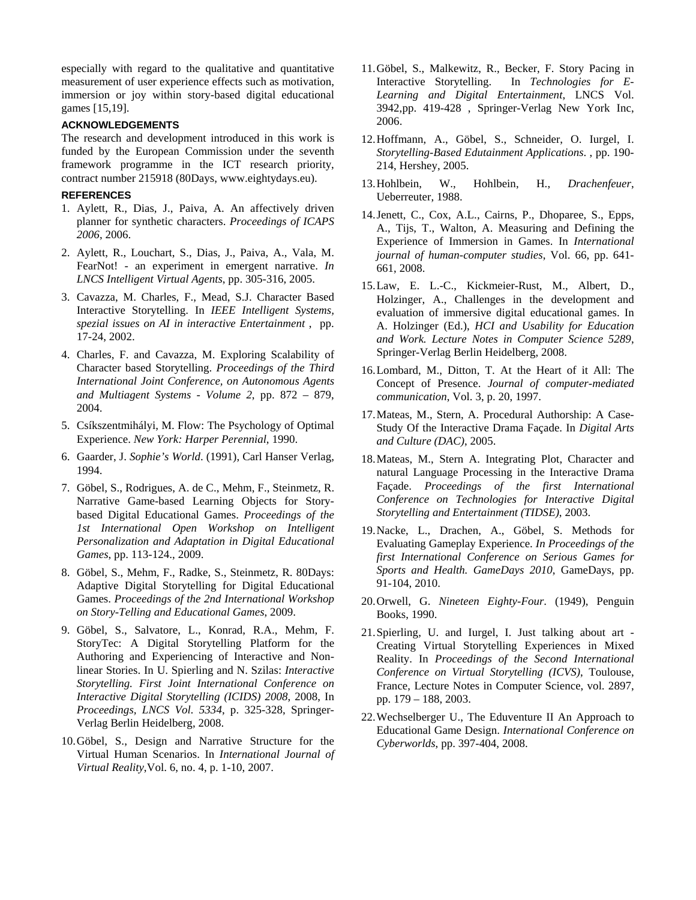especially with regard to the qualitative and quantitative measurement of user experience effects such as motivation, immersion or joy within story-based digital educational games [15,19].

## ACKNOWLEDGEMENTS

The research and development introduced in this work is funded by the European Commission under the seventh framework programme in the ICT research priority, contract number 215918 (80Days, www.eightydays.eu).

## REFERENCES

1. Aylett, R., Dias, J., Paiva, A. An affectively driven planner for synthetic characters. *Proceedings of ICAPS 2006*, 2006.
2. Aylett, R., Louchart, S., Dias, J., Paiva, A., Vala, M. FearNot! - an experiment in emergent narrative. *In LNCS Intelligent Virtual Agents*, pp. 305-316, 2005.
3. Cavazza, M. Charles, F., Mead, S.J. Character Based Interactive Storytelling. In *IEEE Intelligent Systems, spezial issues on AI in interactive Entertainment* , pp. 17-24, 2002.
4. Charles, F. and Cavazza, M. Exploring Scalability of Character based Storytelling. *Proceedings of the Third International Joint Conference, on Autonomous Agents and Multiagent Systems - Volume 2*, pp. 872 – 879, 2004.
5. Csíkszentmihályi, M. Flow: The Psychology of Optimal Experience. *New York: Harper Perennial*, 1990.
6. Gaarder, J. *Sophie's World*. (1991), Carl Hanser Verlag, 1994.
7. Göbel, S., Rodrigues, A. de C., Mehm, F., Steinmetz, R. Narrative Game-based Learning Objects for Story-based Digital Educational Games. *Proceedings of the 1st International Open Workshop on Intelligent Personalization and Adaptation in Digital Educational Games*, pp. 113-124., 2009.
8. Göbel, S., Mehm, F., Radke, S., Steinmetz, R. 80Days: Adaptive Digital Storytelling for Digital Educational Games. *Proceedings of the 2nd International Workshop on Story-Telling and Educational Games*, 2009.
9. Göbel, S., Salvatore, L., Konrad, R.A., Mehm, F. StoryTec: A Digital Storytelling Platform for the Authoring and Experiencing of Interactive and Non-linear Stories. In U. Spierling and N. Szilas: *Interactive Storytelling. First Joint International Conference on Interactive Digital Storytelling (ICIDS) 2008*, 2008, In *Proceedings, LNCS Vol. 5334*, p. 325-328, Springer-Verlag Berlin Heidelberg, 2008.
10. Göbel, S., Design and Narrative Structure for the Virtual Human Scenarios. In *International Journal of Virtual Reality*,Vol. 6, no. 4, p. 1-10, 2007.
11. Göbel, S., Malkewitz, R., Becker, F. Story Pacing in Interactive Storytelling. In *Technologies for E-Learning and Digital Entertainment*, LNCS Vol. 3942,pp. 419-428 , Springer-Verlag New York Inc, 2006.
12. Hoffmann, A., Göbel, S., Schneider, O. Iurgel, I. *Storytelling-Based Edutainment Applications*. , pp. 190-214, Hershey, 2005.
13. Hohlbein, W., Hohlbein, H., *Drachenfeuer*, Ueberreuter, 1988.
14. Jenett, C., Cox, A.L., Cairns, P., Dhoparee, S., Epps, A., Tijs, T., Walton, A. Measuring and Defining the Experience of Immersion in Games. In *International journal of human-computer studies*, Vol. 66, pp. 641-661, 2008.
15. Law, E. L.-C., Kickmeier-Rust, M., Albert, D., Holzinger, A., Challenges in the development and evaluation of immersive digital educational games. In A. Holzinger (Ed.), *HCI and Usability for Education and Work. Lecture Notes in Computer Science 5289*, Springer-Verlag Berlin Heidelberg, 2008.
16. Lombard, M., Ditton, T. At the Heart of it All: The Concept of Presence. *Journal of computer-mediated communication*, Vol. 3, p. 20, 1997.
17. Mateas, M., Stern, A. Procedural Authorship: A Case-Study Of the Interactive Drama Façade. In *Digital Arts and Culture (DAC)*, 2005.
18. Mateas, M., Stern A. Integrating Plot, Character and natural Language Processing in the Interactive Drama Façade. *Proceedings of the first International Conference on Technologies for Interactive Digital Storytelling and Entertainment (TIDSE)*, 2003.
19. Nacke, L., Drachen, A., Göbel, S. Methods for Evaluating Gameplay Experience. *In Proceedings of the first International Conference on Serious Games for Sports and Health. GameDays 2010*, GameDays, pp. 91-104, 2010.
20. Orwell, G. *Nineteen Eighty-Four*. (1949), Penguin Books, 1990.
21. Spierling, U. and Iurgel, I. Just talking about art - Creating Virtual Storytelling Experiences in Mixed Reality. In *Proceedings of the Second International Conference on Virtual Storytelling (ICVS)*, Toulouse, France, Lecture Notes in Computer Science, vol. 2897, pp. 179 – 188, 2003.
22. Wechselberger U., The Eduventure II An Approach to Educational Game Design. *International Conference on Cyberworlds*, pp. 397-404, 2008.